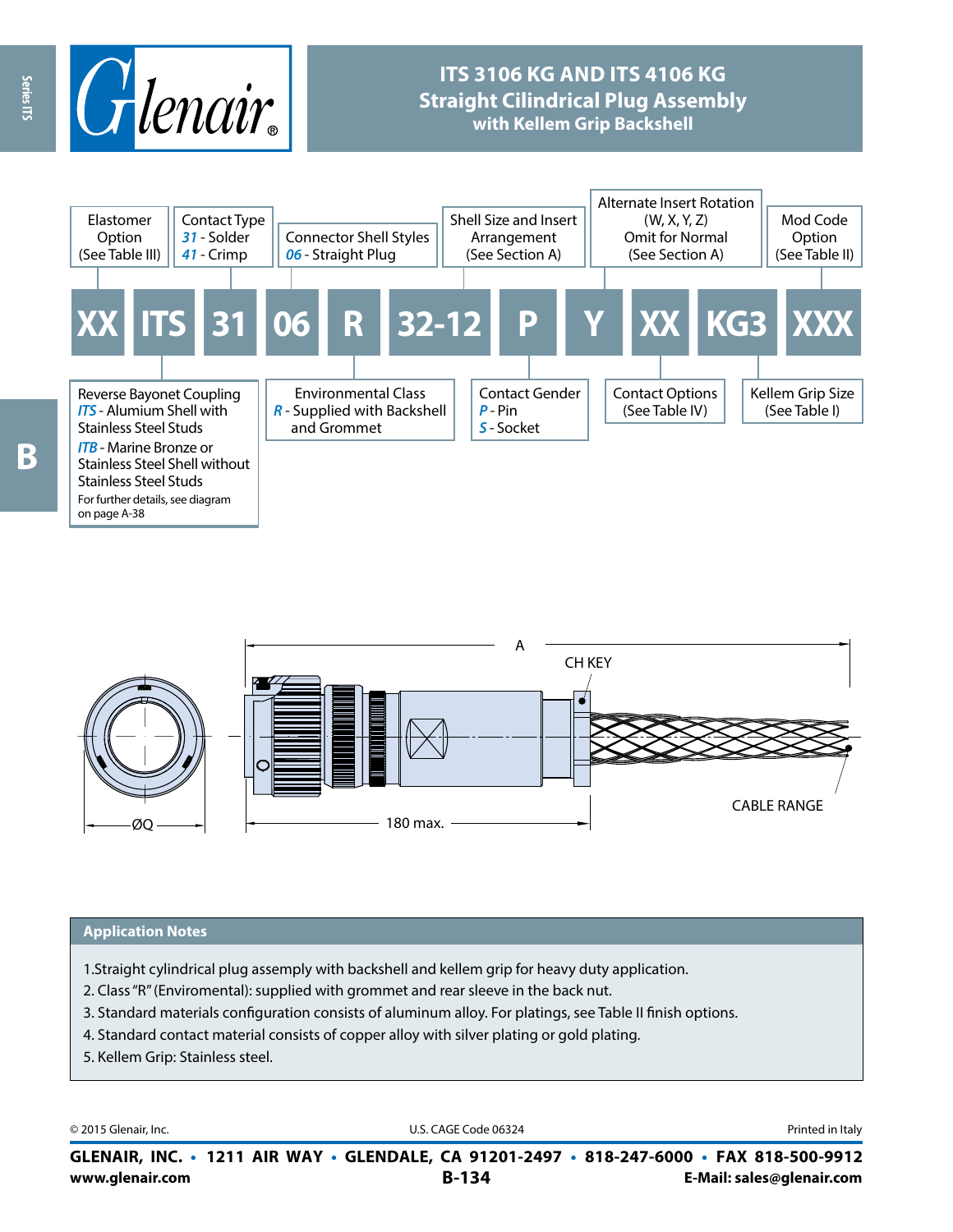# ITS 3106 KG AND ITS 4106 KG
## Straight Cilindrical Plug Assembly
### with Kellem Grip Backshell

| XX | ITS | 31 | 06 | R | 32-12 | P | Y | XX | KG3 | XXX |
|---|---|---|---|---|---|---|---|---|---|---|

- **Elastomer Option** (See Table III)
- **Contact Type**: *31* - Solder; *41* - Crimp
- **Connector Shell Styles**: *06* - Straight Plug
- **Shell Size and Insert Arrangement** (See Section A)
- **Alternate Insert Rotation** (W, X, Y, Z) Omit for Normal (See Section A)
- **Mod Code Option** (See Table II)
- **Reverse Bayonet Coupling**
  - *ITS* - Alumium Shell with Stainless Steel Studs
  - *ITB* - Marine Bronze or Stainless Steel Shell without Stainless Steel Studs
  - For further details, see diagram on page A-38
- **Environmental Class**: *R* - Supplied with Backshell and Grommet
- **Contact Gender**: *P* - Pin; *S* - Socket
- **Contact Options** (See Table IV)
- **Kellem Grip Size** (See Table I)

A

CH KEY

ØQ

180 max.

CABLE RANGE

## Application Notes

1.Straight cylindrical plug assemply with backshell and kellem grip for heavy duty application.
2. Class "R" (Enviromental): supplied with grommet and rear sleeve in the back nut.
3. Standard materials configuration consists of aluminum alloy. For platings, see Table II finish options.
4. Standard contact material consists of copper alloy with silver plating or gold plating.
5. Kellem Grip: Stainless steel.

© 2015 Glenair, Inc. U.S. CAGE Code 06324 Printed in Italy

**GLENAIR, INC. • 1211 AIR WAY • GLENDALE, CA 91201-2497 • 818-247-6000 • FAX 818-500-9912**
**www.glenair.com** **E-Mail: sales@glenair.com**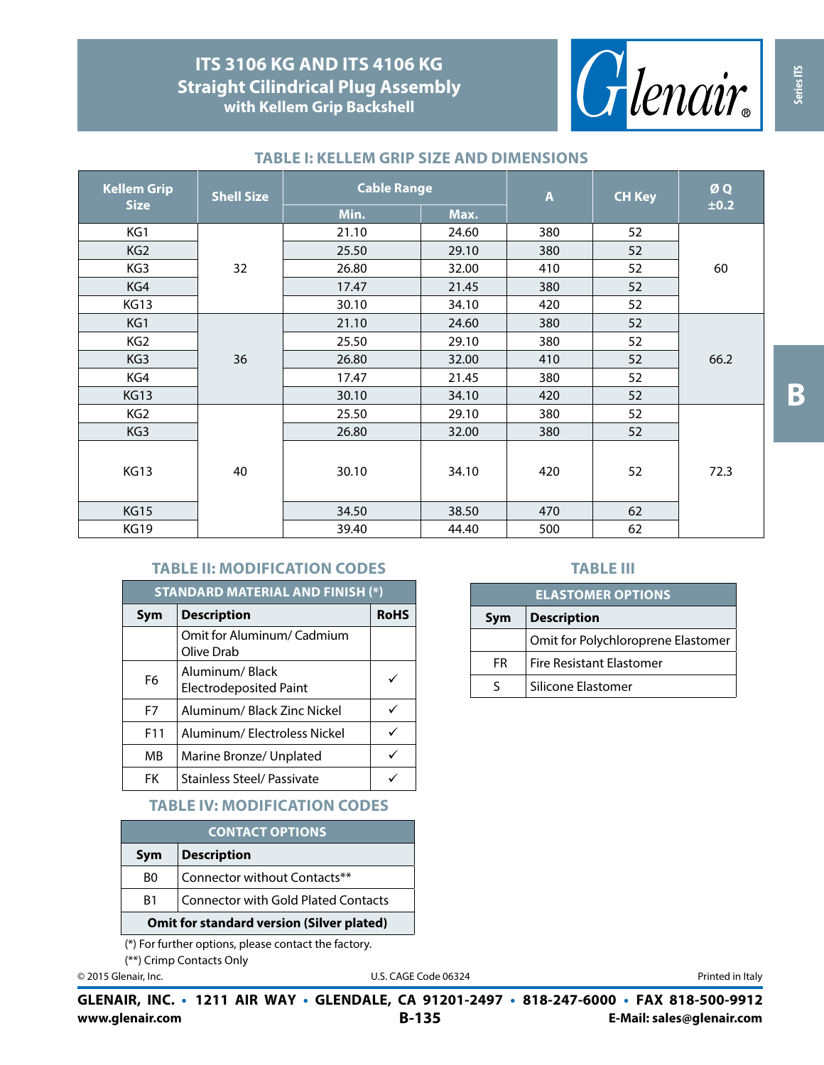# ITS 3106 KG AND ITS 4106 KG
## Straight Cilindrical Plug Assembly
### with Kellem Grip Backshell

## TABLE I: KELLEM GRIP SIZE AND DIMENSIONS

| Kellem Grip Size | Shell Size | Cable Range | | A | CH Key | Ø Q ±0.2 |
|---|---|---|---|---|---|---|
| | | Min. | Max. | | | |
| KG1 | 32 | 21.10 | 24.60 | 380 | 52 | 60 |
| KG2 | | 25.50 | 29.10 | 380 | 52 | |
| KG3 | | 26.80 | 32.00 | 410 | 52 | |
| KG4 | | 17.47 | 21.45 | 380 | 52 | |
| KG13 | | 30.10 | 34.10 | 420 | 52 | |
| KG1 | 36 | 21.10 | 24.60 | 380 | 52 | 66.2 |
| KG2 | | 25.50 | 29.10 | 380 | 52 | |
| KG3 | | 26.80 | 32.00 | 410 | 52 | |
| KG4 | | 17.47 | 21.45 | 380 | 52 | |
| KG13 | | 30.10 | 34.10 | 420 | 52 | |
| KG2 | 40 | 25.50 | 29.10 | 380 | 52 | 72.3 |
| KG3 | | 26.80 | 32.00 | 380 | 52 | |
| KG13 | | 30.10 | 34.10 | 420 | 52 | |
| KG15 | | 34.50 | 38.50 | 470 | 62 | |
| KG19 | | 39.40 | 44.40 | 500 | 62 | |

## TABLE II: MODIFICATION CODES

| STANDARD MATERIAL AND FINISH (*) | | |
|---|---|---|
| Sym | Description | RoHS |
| | Omit for Aluminum/ Cadmium Olive Drab | |
| F6 | Aluminum/ Black Electrodeposited Paint | ✓ |
| F7 | Aluminum/ Black Zinc Nickel | ✓ |
| F11 | Aluminum/ Electroless Nickel | ✓ |
| MB | Marine Bronze/ Unplated | ✓ |
| FK | Stainless Steel/ Passivate | ✓ |

## TABLE III

| ELASTOMER OPTIONS | |
|---|---|
| Sym | Description |
| | Omit for Polychloroprene Elastomer |
| FR | Fire Resistant Elastomer |
| S | Silicone Elastomer |

## TABLE IV: MODIFICATION CODES

| CONTACT OPTIONS | |
|---|---|
| Sym | Description |
| B0 | Connector without Contacts** |
| B1 | Connector with Gold Plated Contacts |
| **Omit for standard version (Silver plated)** | |

(*) For further options, please contact the factory.

(**) Crimp Contacts Only

© 2015 Glenair, Inc. U.S. CAGE Code 06324 Printed in Italy

**GLENAIR, INC. • 1211 AIR WAY • GLENDALE, CA 91201-2497 • 818-247-6000 • FAX 818-500-9912**

**www.glenair.com** **E-Mail: sales@glenair.com**